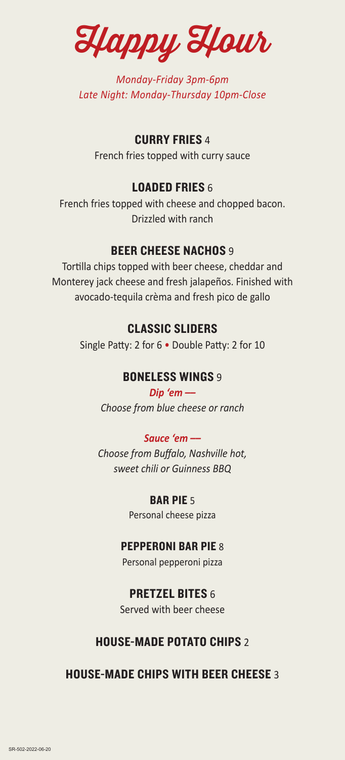# Happy Hour

*Monday-Friday 3pm-6pm*
*Late Night: Monday-Thursday 10pm-Close*

## CURRY FRIES 4

French fries topped with curry sauce

## LOADED FRIES 6

French fries topped with cheese and chopped bacon. Drizzled with ranch

## BEER CHEESE NACHOS 9

Tortilla chips topped with beer cheese, cheddar and Monterey jack cheese and fresh jalapeños. Finished with avocado-tequila crèma and fresh pico de gallo

## CLASSIC SLIDERS

Single Patty: 2 for 6 • Double Patty: 2 for 10

## BONELESS WINGS 9

***Dip 'em —***
*Choose from blue cheese or ranch*

***Sauce 'em —***
*Choose from Buffalo, Nashville hot, sweet chili or Guinness BBQ*

## BAR PIE 5

Personal cheese pizza

## PEPPERONI BAR PIE 8

Personal pepperoni pizza

## PRETZEL BITES 6

Served with beer cheese

## HOUSE-MADE POTATO CHIPS 2

## HOUSE-MADE CHIPS WITH BEER CHEESE 3

SR-502-2022-06-20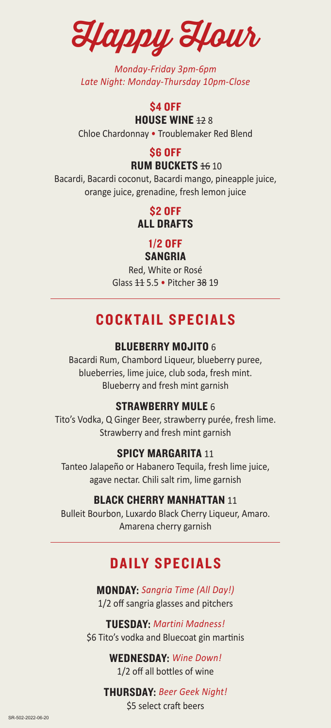# Happy Hour

*Monday-Friday 3pm-6pm*
*Late Night: Monday-Thursday 10pm-Close*

**$4 OFF**
**HOUSE WINE** ~~12~~ 8
Chloe Chardonnay • Troublemaker Red Blend

**$6 OFF**
**RUM BUCKETS** ~~16~~ 10
Bacardi, Bacardi coconut, Bacardi mango, pineapple juice, orange juice, grenadine, fresh lemon juice

**$2 OFF**
**ALL DRAFTS**

**1/2 OFF**
**SANGRIA**
Red, White or Rosé
Glass ~~11~~ 5.5 • Pitcher ~~38~~ 19

## COCKTAIL SPECIALS

### BLUEBERRY MOJITO 6
Bacardi Rum, Chambord Liqueur, blueberry puree, blueberries, lime juice, club soda, fresh mint. Blueberry and fresh mint garnish

### STRAWBERRY MULE 6
Tito's Vodka, Q Ginger Beer, strawberry purée, fresh lime. Strawberry and fresh mint garnish

### SPICY MARGARITA 11
Tanteo Jalapeño or Habanero Tequila, fresh lime juice, agave nectar. Chili salt rim, lime garnish

### BLACK CHERRY MANHATTAN 11
Bulleit Bourbon, Luxardo Black Cherry Liqueur, Amaro. Amarena cherry garnish

## DAILY SPECIALS

**MONDAY:** *Sangria Time (All Day!)*
1/2 off sangria glasses and pitchers

**TUESDAY:** *Martini Madness!*
$6 Tito's vodka and Bluecoat gin martinis

**WEDNESDAY:** *Wine Down!*
1/2 off all bottles of wine

**THURSDAY:** *Beer Geek Night!*
$5 select craft beers

SR-502-2022-06-20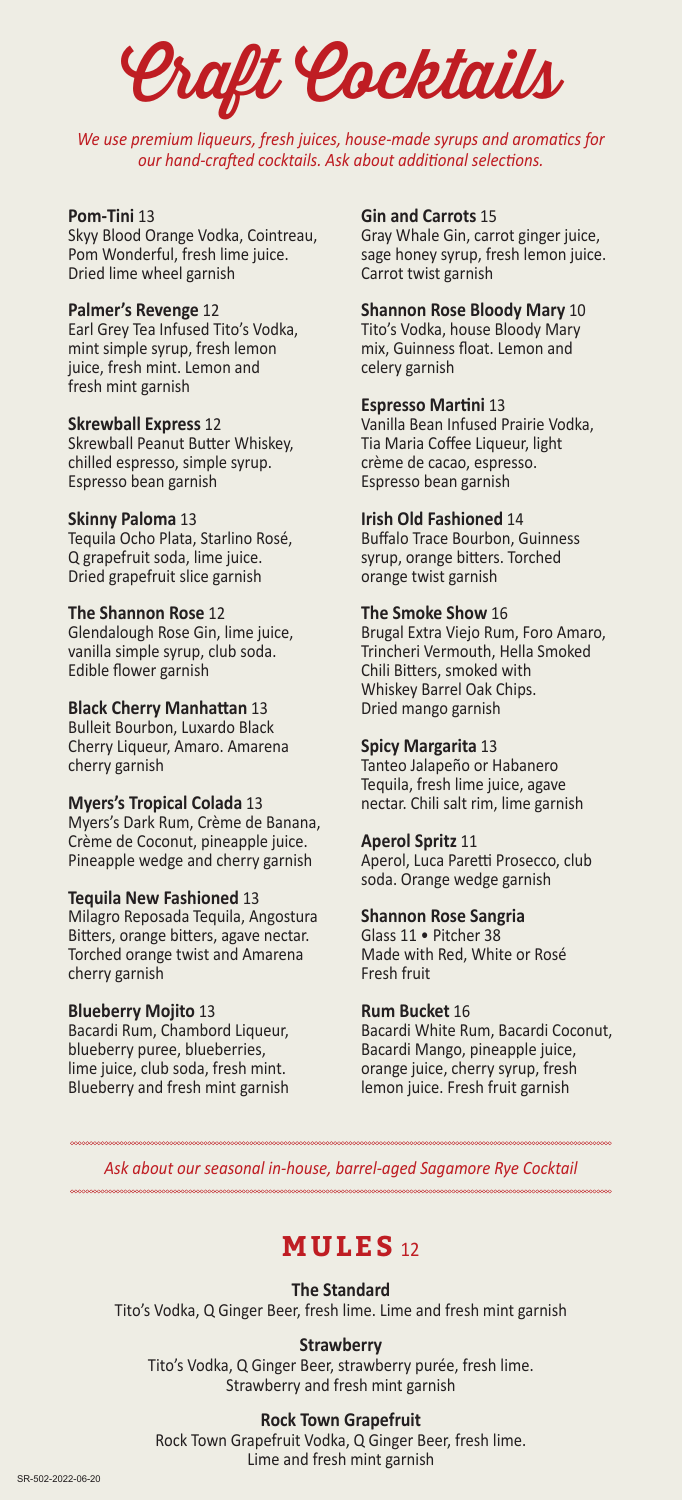# Craft Cocktails

*We use premium liqueurs, fresh juices, house-made syrups and aromatics for our hand-crafted cocktails. Ask about additional selections.*

**Pom-Tini** 13
Skyy Blood Orange Vodka, Cointreau, Pom Wonderful, fresh lime juice. Dried lime wheel garnish

**Palmer's Revenge** 12
Earl Grey Tea Infused Tito's Vodka, mint simple syrup, fresh lemon juice, fresh mint. Lemon and fresh mint garnish

**Skrewball Express** 12
Skrewball Peanut Butter Whiskey, chilled espresso, simple syrup. Espresso bean garnish

**Skinny Paloma** 13
Tequila Ocho Plata, Starlino Rosé, Q grapefruit soda, lime juice. Dried grapefruit slice garnish

**The Shannon Rose** 12
Glendalough Rose Gin, lime juice, vanilla simple syrup, club soda. Edible flower garnish

**Black Cherry Manhattan** 13
Bulleit Bourbon, Luxardo Black Cherry Liqueur, Amaro. Amarena cherry garnish

**Myers's Tropical Colada** 13
Myers's Dark Rum, Crème de Banana, Crème de Coconut, pineapple juice. Pineapple wedge and cherry garnish

**Tequila New Fashioned** 13
Milagro Reposada Tequila, Angostura Bitters, orange bitters, agave nectar. Torched orange twist and Amarena cherry garnish

**Blueberry Mojito** 13
Bacardi Rum, Chambord Liqueur, blueberry puree, blueberries, lime juice, club soda, fresh mint. Blueberry and fresh mint garnish

**Gin and Carrots** 15
Gray Whale Gin, carrot ginger juice, sage honey syrup, fresh lemon juice. Carrot twist garnish

**Shannon Rose Bloody Mary** 10
Tito's Vodka, house Bloody Mary mix, Guinness float. Lemon and celery garnish

**Espresso Martini** 13
Vanilla Bean Infused Prairie Vodka, Tia Maria Coffee Liqueur, light crème de cacao, espresso. Espresso bean garnish

**Irish Old Fashioned** 14
Buffalo Trace Bourbon, Guinness syrup, orange bitters. Torched orange twist garnish

**The Smoke Show** 16
Brugal Extra Viejo Rum, Foro Amaro, Trincheri Vermouth, Hella Smoked Chili Bitters, smoked with Whiskey Barrel Oak Chips. Dried mango garnish

**Spicy Margarita** 13
Tanteo Jalapeño or Habanero Tequila, fresh lime juice, agave nectar. Chili salt rim, lime garnish

**Aperol Spritz** 11
Aperol, Luca Paretti Prosecco, club soda. Orange wedge garnish

**Shannon Rose Sangria**
Glass 11 • Pitcher 38
Made with Red, White or Rosé
Fresh fruit

**Rum Bucket** 16
Bacardi White Rum, Bacardi Coconut, Bacardi Mango, pineapple juice, orange juice, cherry syrup, fresh lemon juice. Fresh fruit garnish

*Ask about our seasonal in-house, barrel-aged Sagamore Rye Cocktail*

## MULES 12

**The Standard**
Tito's Vodka, Q Ginger Beer, fresh lime. Lime and fresh mint garnish

**Strawberry**
Tito's Vodka, Q Ginger Beer, strawberry purée, fresh lime. Strawberry and fresh mint garnish

**Rock Town Grapefruit**
Rock Town Grapefruit Vodka, Q Ginger Beer, fresh lime. Lime and fresh mint garnish

SR-502-2022-06-20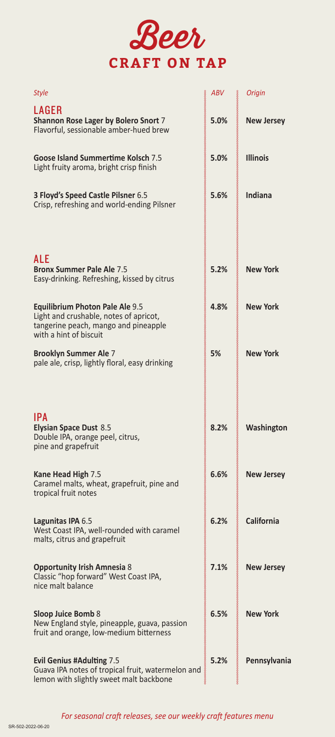# Beer

## CRAFT ON TAP

| *Style* | *ABV* | *Origin* |
|---|---|---|
| **LAGER** | | |
| **Shannon Rose Lager by Bolero Snort** 7<br>Flavorful, sessionable amber-hued brew | **5.0%** | **New Jersey** |
| **Goose Island Summertime Kolsch** 7.5<br>Light fruity aroma, bright crisp finish | **5.0%** | **Illinois** |
| **3 Floyd's Speed Castle Pilsner** 6.5<br>Crisp, refreshing and world-ending Pilsner | **5.6%** | **Indiana** |
| **ALE** | | |
| **Bronx Summer Pale Ale** 7.5<br>Easy-drinking. Refreshing, kissed by citrus | **5.2%** | **New York** |
| **Equilibrium Photon Pale Ale** 9.5<br>Light and crushable, notes of apricot, tangerine peach, mango and pineapple with a hint of biscuit | **4.8%** | **New York** |
| **Brooklyn Summer Ale** 7<br>pale ale, crisp, lightly floral, easy drinking | **5%** | **New York** |
| **IPA** | | |
| **Elysian Space Dust** 8.5<br>Double IPA, orange peel, citrus, pine and grapefruit | **8.2%** | **Washington** |
| **Kane Head High** 7.5<br>Caramel malts, wheat, grapefruit, pine and tropical fruit notes | **6.6%** | **New Jersey** |
| **Lagunitas IPA** 6.5<br>West Coast IPA, well-rounded with caramel malts, citrus and grapefruit | **6.2%** | **California** |
| **Opportunity Irish Amnesia** 8<br>Classic "hop forward" West Coast IPA, nice malt balance | **7.1%** | **New Jersey** |
| **Sloop Juice Bomb** 8<br>New England style, pineapple, guava, passion fruit and orange, low-medium bitterness | **6.5%** | **New York** |
| **Evil Genius #Adulting** 7.5<br>Guava IPA notes of tropical fruit, watermelon and lemon with slightly sweet malt backbone | **5.2%** | **Pennsylvania** |

*For seasonal craft releases, see our weekly craft features menu*

SR-502-2022-06-20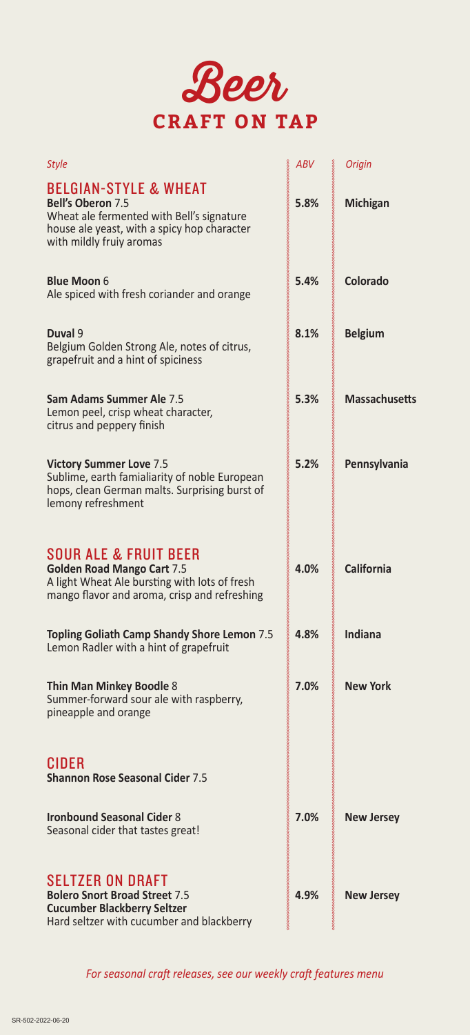# Beer

## CRAFT ON TAP

| *Style* | *ABV* | *Origin* |
|---|---|---|
| **BELGIAN-STYLE & WHEAT** | | |
| **Bell's Oberon** 7.5<br>Wheat ale fermented with Bell's signature house ale yeast, with a spicy hop character with mildly fruiy aromas | **5.8%** | **Michigan** |
| **Blue Moon** 6<br>Ale spiced with fresh coriander and orange | **5.4%** | **Colorado** |
| **Duval** 9<br>Belgium Golden Strong Ale, notes of citrus, grapefruit and a hint of spiciness | **8.1%** | **Belgium** |
| **Sam Adams Summer Ale** 7.5<br>Lemon peel, crisp wheat character, citrus and peppery finish | **5.3%** | **Massachusetts** |
| **Victory Summer Love** 7.5<br>Sublime, earth famialiarity of noble European hops, clean German malts. Surprising burst of lemony refreshment | **5.2%** | **Pennsylvania** |
| **SOUR ALE & FRUIT BEER** | | |
| **Golden Road Mango Cart** 7.5<br>A light Wheat Ale bursting with lots of fresh mango flavor and aroma, crisp and refreshing | **4.0%** | **California** |
| **Topling Goliath Camp Shandy Shore Lemon** 7.5<br>Lemon Radler with a hint of grapefruit | **4.8%** | **Indiana** |
| **Thin Man Minkey Boodle** 8<br>Summer-forward sour ale with raspberry, pineapple and orange | **7.0%** | **New York** |
| **CIDER** | | |
| **Shannon Rose Seasonal Cider** 7.5 | | |
| **Ironbound Seasonal Cider** 8<br>Seasonal cider that tastes great! | **7.0%** | **New Jersey** |
| **SELTZER ON DRAFT** | | |
| **Bolero Snort Broad Street** 7.5<br>**Cucumber Blackberry Seltzer**<br>Hard seltzer with cucumber and blackberry | **4.9%** | **New Jersey** |

*For seasonal craft releases, see our weekly craft features menu*

SR-502-2022-06-20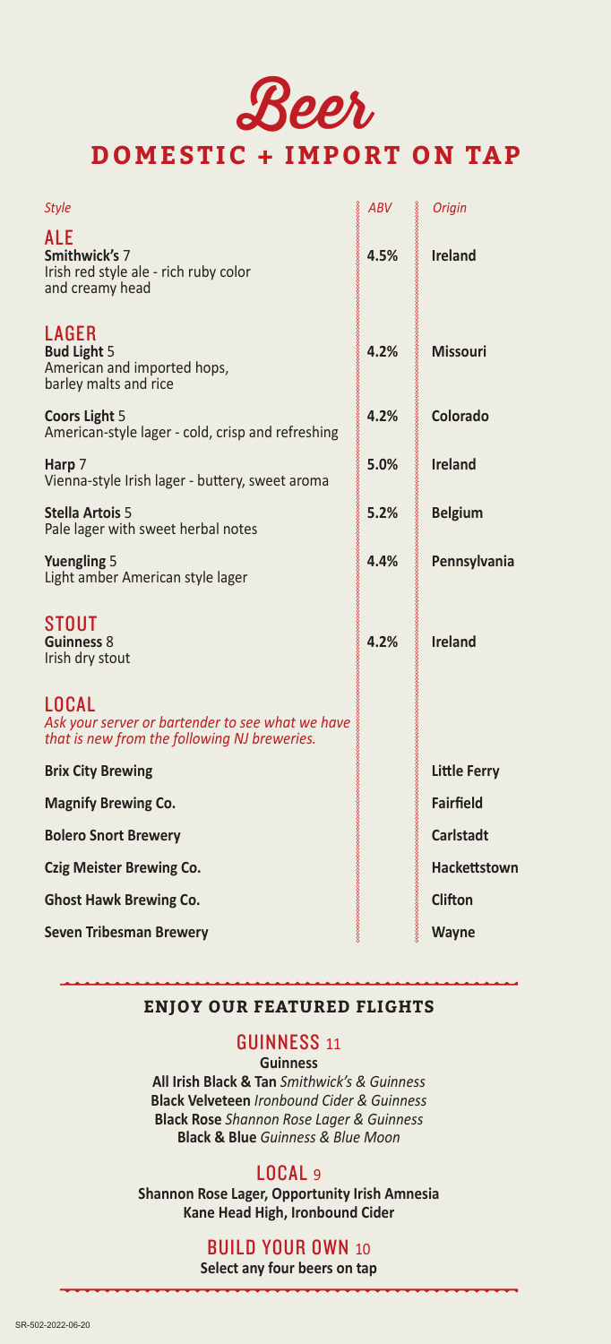# Beer

## DOMESTIC + IMPORT ON TAP

| *Style* | *ABV* | *Origin* |
|---|---|---|
| **ALE** | | |
| **Smithwick's** 7<br>Irish red style ale - rich ruby color and creamy head | **4.5%** | **Ireland** |
| **LAGER** | | |
| **Bud Light** 5<br>American and imported hops, barley malts and rice | **4.2%** | **Missouri** |
| **Coors Light** 5<br>American-style lager - cold, crisp and refreshing | **4.2%** | **Colorado** |
| **Harp** 7<br>Vienna-style Irish lager - buttery, sweet aroma | **5.0%** | **Ireland** |
| **Stella Artois** 5<br>Pale lager with sweet herbal notes | **5.2%** | **Belgium** |
| **Yuengling** 5<br>Light amber American style lager | **4.4%** | **Pennsylvania** |
| **STOUT** | | |
| **Guinness** 8<br>Irish dry stout | **4.2%** | **Ireland** |
| **LOCAL**<br>*Ask your server or bartender to see what we have that is new from the following NJ breweries.* | | |
| **Brix City Brewing** | | **Little Ferry** |
| **Magnify Brewing Co.** | | **Fairfield** |
| **Bolero Snort Brewery** | | **Carlstadt** |
| **Czig Meister Brewing Co.** | | **Hackettstown** |
| **Ghost Hawk Brewing Co.** | | **Clifton** |
| **Seven Tribesman Brewery** | | **Wayne** |

### ENJOY OUR FEATURED FLIGHTS

#### GUINNESS 11

**Guinness**
**All Irish Black & Tan** *Smithwick's & Guinness*
**Black Velveteen** *Ironbound Cider & Guinness*
**Black Rose** *Shannon Rose Lager & Guinness*
**Black & Blue** *Guinness & Blue Moon*

#### LOCAL 9

**Shannon Rose Lager, Opportunity Irish Amnesia**
**Kane Head High, Ironbound Cider**

#### BUILD YOUR OWN 10

**Select any four beers on tap**

SR-502-2022-06-20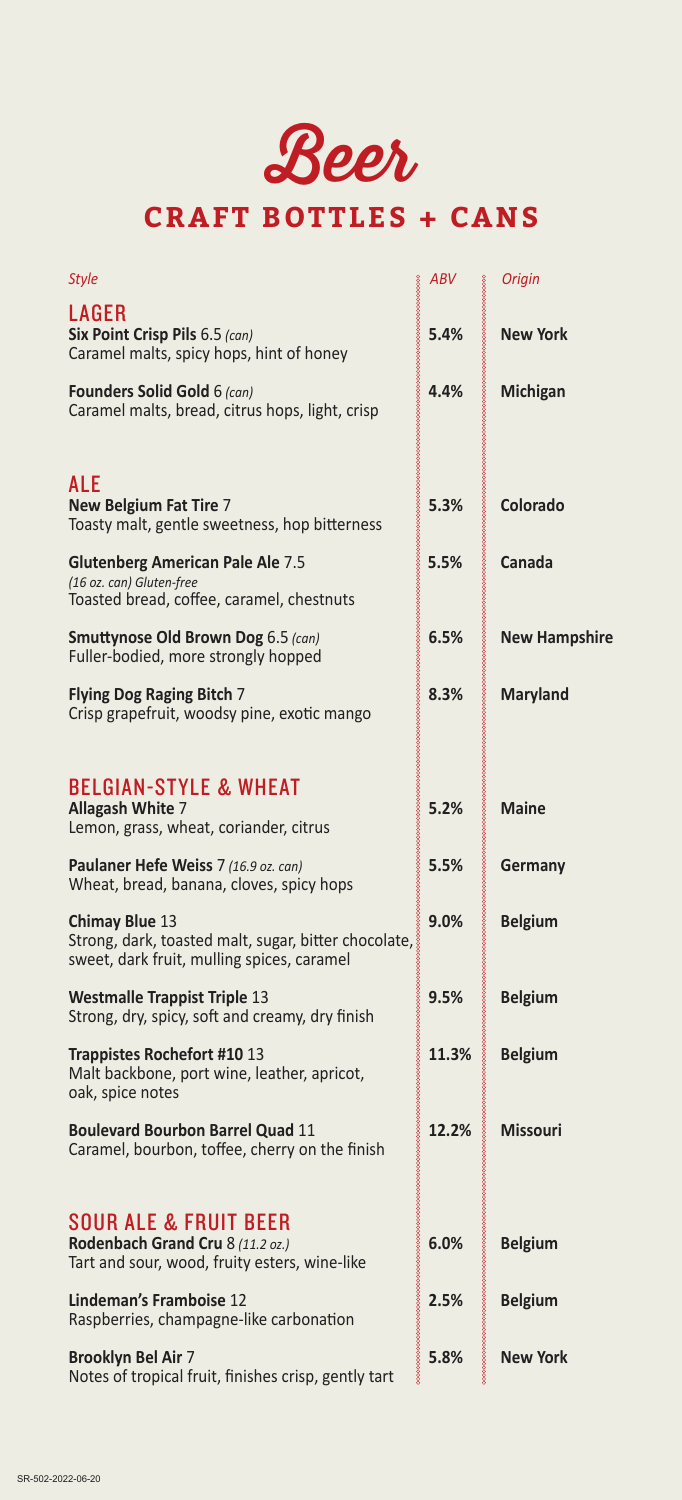# Beer

## CRAFT BOTTLES + CANS

| *Style* | *ABV* | *Origin* |
|---|---|---|
| **LAGER** | | |
| **Six Point Crisp Pils** 6.5 *(can)*<br>Caramel malts, spicy hops, hint of honey | **5.4%** | **New York** |
| **Founders Solid Gold** 6 *(can)*<br>Caramel malts, bread, citrus hops, light, crisp | **4.4%** | **Michigan** |
| **ALE** | | |
| **New Belgium Fat Tire** 7<br>Toasty malt, gentle sweetness, hop bitterness | **5.3%** | **Colorado** |
| **Glutenberg American Pale Ale** 7.5<br>*(16 oz. can) Gluten-free*<br>Toasted bread, coffee, caramel, chestnuts | **5.5%** | **Canada** |
| **Smuttynose Old Brown Dog** 6.5 *(can)*<br>Fuller-bodied, more strongly hopped | **6.5%** | **New Hampshire** |
| **Flying Dog Raging Bitch** 7<br>Crisp grapefruit, woodsy pine, exotic mango | **8.3%** | **Maryland** |
| **BELGIAN-STYLE & WHEAT** | | |
| **Allagash White** 7<br>Lemon, grass, wheat, coriander, citrus | **5.2%** | **Maine** |
| **Paulaner Hefe Weiss** 7 *(16.9 oz. can)*<br>Wheat, bread, banana, cloves, spicy hops | **5.5%** | **Germany** |
| **Chimay Blue** 13<br>Strong, dark, toasted malt, sugar, bitter chocolate, sweet, dark fruit, mulling spices, caramel | **9.0%** | **Belgium** |
| **Westmalle Trappist Triple** 13<br>Strong, dry, spicy, soft and creamy, dry finish | **9.5%** | **Belgium** |
| **Trappistes Rochefort #10** 13<br>Malt backbone, port wine, leather, apricot, oak, spice notes | **11.3%** | **Belgium** |
| **Boulevard Bourbon Barrel Quad** 11<br>Caramel, bourbon, toffee, cherry on the finish | **12.2%** | **Missouri** |
| **SOUR ALE & FRUIT BEER** | | |
| **Rodenbach Grand Cru** 8 *(11.2 oz.)*<br>Tart and sour, wood, fruity esters, wine-like | **6.0%** | **Belgium** |
| **Lindeman's Framboise** 12<br>Raspberries, champagne-like carbonation | **2.5%** | **Belgium** |
| **Brooklyn Bel Air** 7<br>Notes of tropical fruit, finishes crisp, gently tart | **5.8%** | **New York** |

SR-502-2022-06-20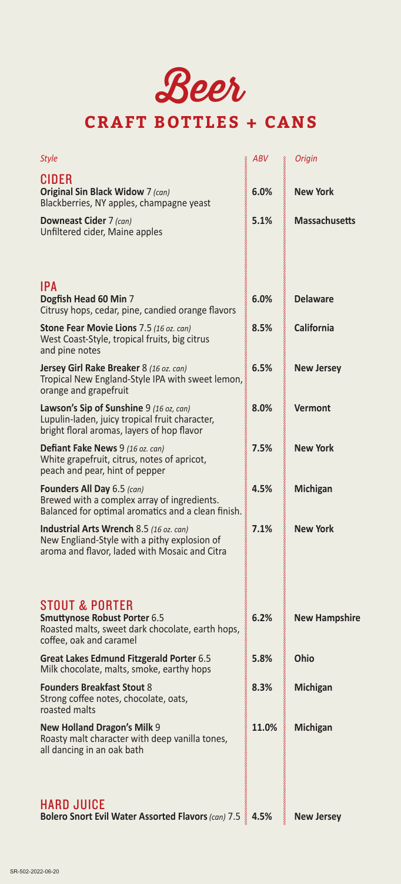# Beer

## CRAFT BOTTLES + CANS

| *Style* | *ABV* | *Origin* |
| --- | --- | --- |
| **CIDER** | | |
| **Original Sin Black Widow** 7 *(can)*<br>Blackberries, NY apples, champagne yeast | **6.0%** | **New York** |
| **Downeast Cider** 7 *(can)*<br>Unfiltered cider, Maine apples | **5.1%** | **Massachusetts** |
| **IPA** | | |
| **Dogfish Head 60 Min** 7<br>Citrusy hops, cedar, pine, candied orange flavors | **6.0%** | **Delaware** |
| **Stone Fear Movie Lions** 7.5 *(16 oz. can)*<br>West Coast-Style, tropical fruits, big citrus and pine notes | **8.5%** | **California** |
| **Jersey Girl Rake Breaker** 8 *(16 oz. can)*<br>Tropical New England-Style IPA with sweet lemon, orange and grapefruit | **6.5%** | **New Jersey** |
| **Lawson's Sip of Sunshine** 9 *(16 oz, can)*<br>Lupulin-laden, juicy tropical fruit character, bright floral aromas, layers of hop flavor | **8.0%** | **Vermont** |
| **Defiant Fake News** 9 *(16 oz. can)*<br>White grapefruit, citrus, notes of apricot, peach and pear, hint of pepper | **7.5%** | **New York** |
| **Founders All Day** 6.5 *(can)*<br>Brewed with a complex array of ingredients. Balanced for optimal aromatics and a clean finish. | **4.5%** | **Michigan** |
| **Industrial Arts Wrench** 8.5 *(16 oz. can)*<br>New Engliand-Style with a pithy explosion of aroma and flavor, laded with Mosaic and Citra | **7.1%** | **New York** |
| **STOUT & PORTER** | | |
| **Smuttynose Robust Porter** 6.5<br>Roasted malts, sweet dark chocolate, earth hops, coffee, oak and caramel | **6.2%** | **New Hampshire** |
| **Great Lakes Edmund Fitzgerald Porter** 6.5<br>Milk chocolate, malts, smoke, earthy hops | **5.8%** | **Ohio** |
| **Founders Breakfast Stout** 8<br>Strong coffee notes, chocolate, oats, roasted malts | **8.3%** | **Michigan** |
| **New Holland Dragon's Milk** 9<br>Roasty malt character with deep vanilla tones, all dancing in an oak bath | **11.0%** | **Michigan** |
| **HARD JUICE** | | |
| **Bolero Snort Evil Water Assorted Flavors** *(can)* 7.5 | **4.5%** | **New Jersey** |

SR-502-2022-06-20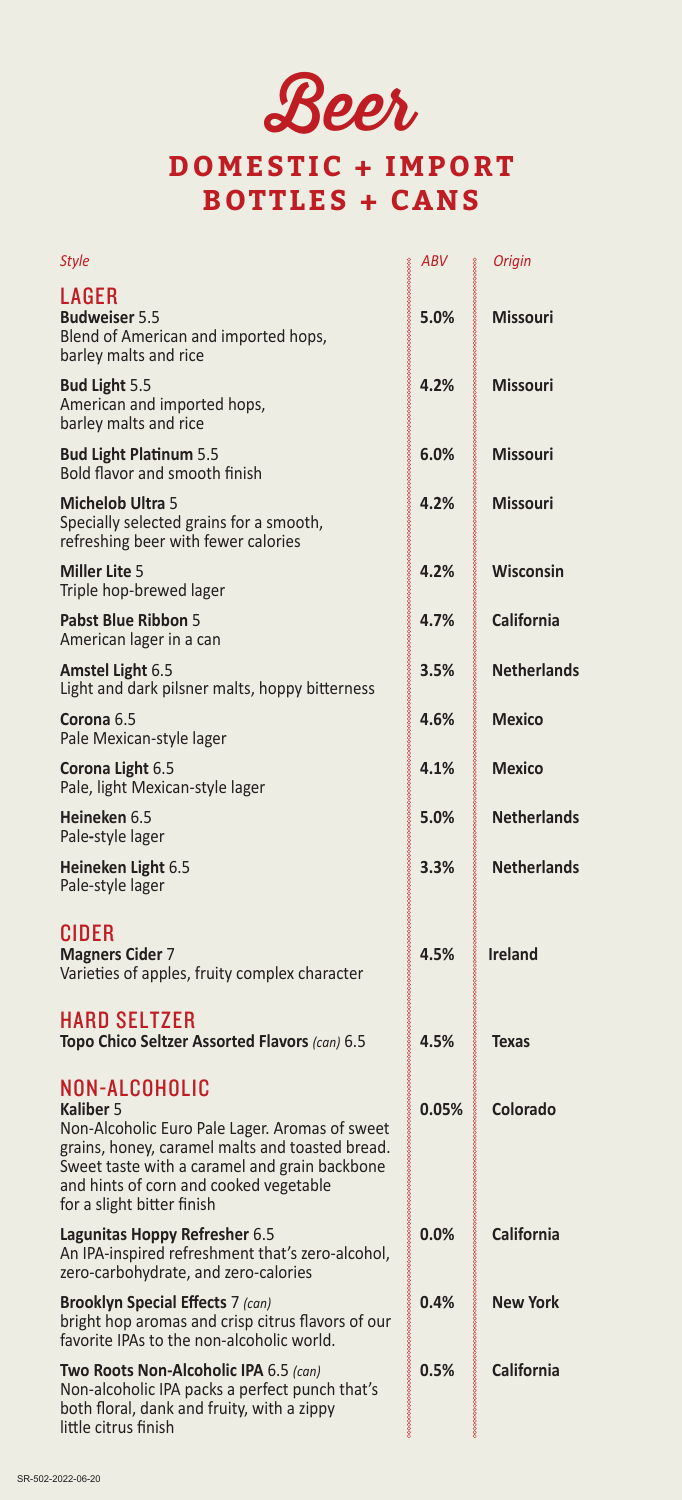# Beer

## DOMESTIC + IMPORT BOTTLES + CANS

| *Style* | *ABV* | *Origin* |
|---|---|---|
| **LAGER** | | |
| **Budweiser** 5.5<br>Blend of American and imported hops, barley malts and rice | **5.0%** | **Missouri** |
| **Bud Light** 5.5<br>American and imported hops, barley malts and rice | **4.2%** | **Missouri** |
| **Bud Light Platinum** 5.5<br>Bold flavor and smooth finish | **6.0%** | **Missouri** |
| **Michelob Ultra** 5<br>Specially selected grains for a smooth, refreshing beer with fewer calories | **4.2%** | **Missouri** |
| **Miller Lite** 5<br>Triple hop-brewed lager | **4.2%** | **Wisconsin** |
| **Pabst Blue Ribbon** 5<br>American lager in a can | **4.7%** | **California** |
| **Amstel Light** 6.5<br>Light and dark pilsner malts, hoppy bitterness | **3.5%** | **Netherlands** |
| **Corona** 6.5<br>Pale Mexican-style lager | **4.6%** | **Mexico** |
| **Corona Light** 6.5<br>Pale, light Mexican-style lager | **4.1%** | **Mexico** |
| **Heineken** 6.5<br>Pale-style lager | **5.0%** | **Netherlands** |
| **Heineken Light** 6.5<br>Pale-style lager | **3.3%** | **Netherlands** |
| **CIDER** | | |
| **Magners Cider** 7<br>Varieties of apples, fruity complex character | **4.5%** | **Ireland** |
| **HARD SELTZER** | | |
| **Topo Chico Seltzer Assorted Flavors** *(can)* 6.5 | **4.5%** | **Texas** |
| **NON-ALCOHOLIC** | | |
| **Kaliber** 5<br>Non-Alcoholic Euro Pale Lager. Aromas of sweet grains, honey, caramel malts and toasted bread. Sweet taste with a caramel and grain backbone and hints of corn and cooked vegetable for a slight bitter finish | **0.05%** | **Colorado** |
| **Lagunitas Hoppy Refresher** 6.5<br>An IPA-inspired refreshment that's zero-alcohol, zero-carbohydrate, and zero-calories | **0.0%** | **California** |
| **Brooklyn Special Effects** 7 *(can)*<br>bright hop aromas and crisp citrus flavors of our favorite IPAs to the non-alcoholic world. | **0.4%** | **New York** |
| **Two Roots Non-Alcoholic IPA** 6.5 *(can)*<br>Non-alcoholic IPA packs a perfect punch that's both floral, dank and fruity, with a zippy little citrus finish | **0.5%** | **California** |

SR-502-2022-06-20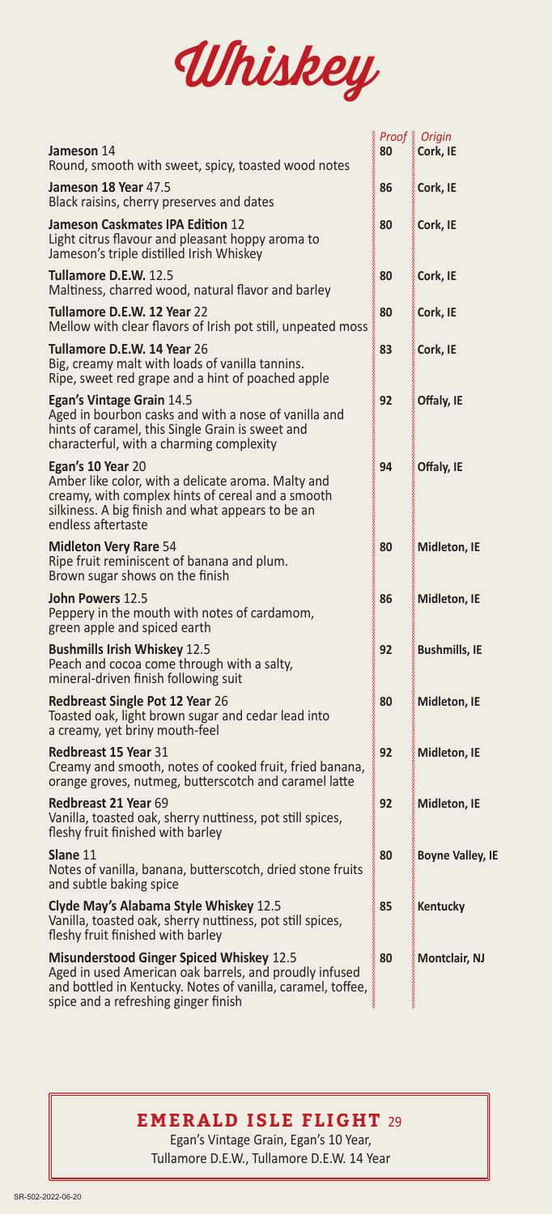# Whiskey

| | Proof | Origin |
|---|---|---|
| **Jameson** 14<br>Round, smooth with sweet, spicy, toasted wood notes | 80 | Cork, IE |
| **Jameson 18 Year** 47.5<br>Black raisins, cherry preserves and dates | 86 | Cork, IE |
| **Jameson Caskmates IPA Edition** 12<br>Light citrus flavour and pleasant hoppy aroma to Jameson's triple distilled Irish Whiskey | 80 | Cork, IE |
| **Tullamore D.E.W.** 12.5<br>Maltiness, charred wood, natural flavor and barley | 80 | Cork, IE |
| **Tullamore D.E.W. 12 Year** 22<br>Mellow with clear flavors of Irish pot still, unpeated moss | 80 | Cork, IE |
| **Tullamore D.E.W. 14 Year** 26<br>Big, creamy malt with loads of vanilla tannins. Ripe, sweet red grape and a hint of poached apple | 83 | Cork, IE |
| **Egan's Vintage Grain** 14.5<br>Aged in bourbon casks and with a nose of vanilla and hints of caramel, this Single Grain is sweet and characterful, with a charming complexity | 92 | Offaly, IE |
| **Egan's 10 Year** 20<br>Amber like color, with a delicate aroma. Malty and creamy, with complex hints of cereal and a smooth silkiness. A big finish and what appears to be an endless aftertaste | 94 | Offaly, IE |
| **Midleton Very Rare** 54<br>Ripe fruit reminiscent of banana and plum. Brown sugar shows on the finish | 80 | Midleton, IE |
| **John Powers** 12.5<br>Peppery in the mouth with notes of cardamom, green apple and spiced earth | 86 | Midleton, IE |
| **Bushmills Irish Whiskey** 12.5<br>Peach and cocoa come through with a salty, mineral-driven finish following suit | 92 | Bushmills, IE |
| **Redbreast Single Pot 12 Year** 26<br>Toasted oak, light brown sugar and cedar lead into a creamy, yet briny mouth-feel | 80 | Midleton, IE |
| **Redbreast 15 Year** 31<br>Creamy and smooth, notes of cooked fruit, fried banana, orange groves, nutmeg, butterscotch and caramel latte | 92 | Midleton, IE |
| **Redbreast 21 Year** 69<br>Vanilla, toasted oak, sherry nuttiness, pot still spices, fleshy fruit finished with barley | 92 | Midleton, IE |
| **Slane** 11<br>Notes of vanilla, banana, butterscotch, dried stone fruits and subtle baking spice | 80 | Boyne Valley, IE |
| **Clyde May's Alabama Style Whiskey** 12.5<br>Vanilla, toasted oak, sherry nuttiness, pot still spices, fleshy fruit finished with barley | 85 | Kentucky |
| **Misunderstood Ginger Spiced Whiskey** 12.5<br>Aged in used American oak barrels, and proudly infused and bottled in Kentucky. Notes of vanilla, caramel, toffee, spice and a refreshing ginger finish | 80 | Montclair, NJ |

## EMERALD ISLE FLIGHT 29

Egan's Vintage Grain, Egan's 10 Year, Tullamore D.E.W., Tullamore D.E.W. 14 Year

SR-502-2022-06-20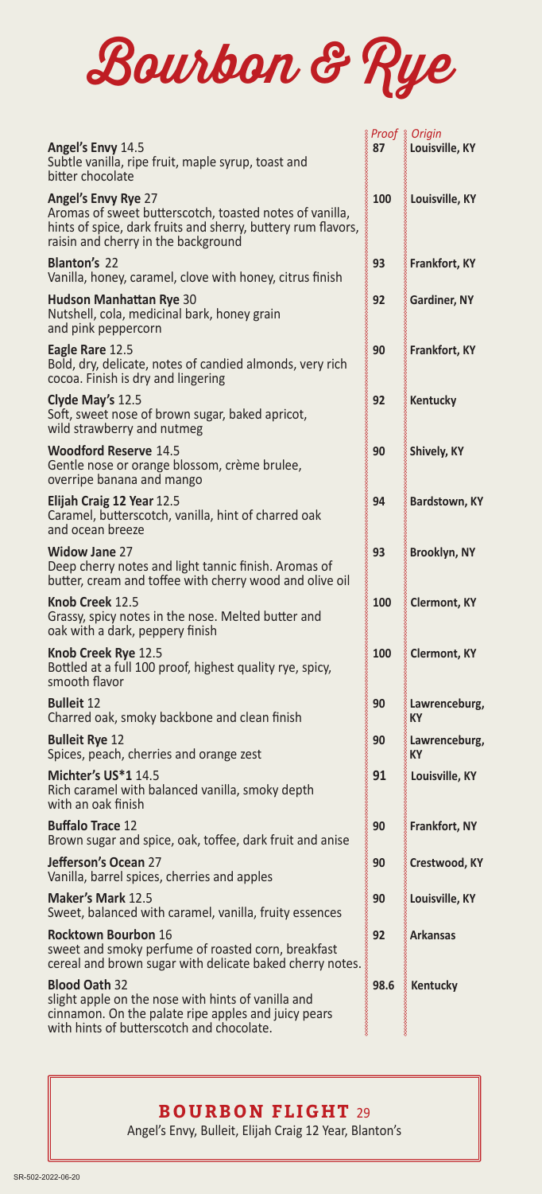# Bourbon & Rye

| | *Proof* | *Origin* |
|---|---|---|
| **Angel's Envy** 14.5<br>Subtle vanilla, ripe fruit, maple syrup, toast and bitter chocolate | **87** | **Louisville, KY** |
| **Angel's Envy Rye** 27<br>Aromas of sweet butterscotch, toasted notes of vanilla, hints of spice, dark fruits and sherry, buttery rum flavors, raisin and cherry in the background | **100** | **Louisville, KY** |
| **Blanton's** 22<br>Vanilla, honey, caramel, clove with honey, citrus finish | **93** | **Frankfort, KY** |
| **Hudson Manhattan Rye** 30<br>Nutshell, cola, medicinal bark, honey grain and pink peppercorn | **92** | **Gardiner, NY** |
| **Eagle Rare** 12.5<br>Bold, dry, delicate, notes of candied almonds, very rich cocoa. Finish is dry and lingering | **90** | **Frankfort, KY** |
| **Clyde May's** 12.5<br>Soft, sweet nose of brown sugar, baked apricot, wild strawberry and nutmeg | **92** | **Kentucky** |
| **Woodford Reserve** 14.5<br>Gentle nose or orange blossom, crème brulee, overripe banana and mango | **90** | **Shively, KY** |
| **Elijah Craig 12 Year** 12.5<br>Caramel, butterscotch, vanilla, hint of charred oak and ocean breeze | **94** | **Bardstown, KY** |
| **Widow Jane** 27<br>Deep cherry notes and light tannic finish. Aromas of butter, cream and toffee with cherry wood and olive oil | **93** | **Brooklyn, NY** |
| **Knob Creek** 12.5<br>Grassy, spicy notes in the nose. Melted butter and oak with a dark, peppery finish | **100** | **Clermont, KY** |
| **Knob Creek Rye** 12.5<br>Bottled at a full 100 proof, highest quality rye, spicy, smooth flavor | **100** | **Clermont, KY** |
| **Bulleit** 12<br>Charred oak, smoky backbone and clean finish | **90** | **Lawrenceburg, KY** |
| **Bulleit Rye** 12<br>Spices, peach, cherries and orange zest | **90** | **Lawrenceburg, KY** |
| **Michter's US*1** 14.5<br>Rich caramel with balanced vanilla, smoky depth with an oak finish | **91** | **Louisville, KY** |
| **Buffalo Trace** 12<br>Brown sugar and spice, oak, toffee, dark fruit and anise | **90** | **Frankfort, NY** |
| **Jefferson's Ocean** 27<br>Vanilla, barrel spices, cherries and apples | **90** | **Crestwood, KY** |
| **Maker's Mark** 12.5<br>Sweet, balanced with caramel, vanilla, fruity essences | **90** | **Louisville, KY** |
| **Rocktown Bourbon** 16<br>sweet and smoky perfume of roasted corn, breakfast cereal and brown sugar with delicate baked cherry notes. | **92** | **Arkansas** |
| **Blood Oath** 32<br>slight apple on the nose with hints of vanilla and cinnamon. On the palate ripe apples and juicy pears with hints of butterscotch and chocolate. | **98.6** | **Kentucky** |

## BOURBON FLIGHT 29

Angel's Envy, Bulleit, Elijah Craig 12 Year, Blanton's

SR-502-2022-06-20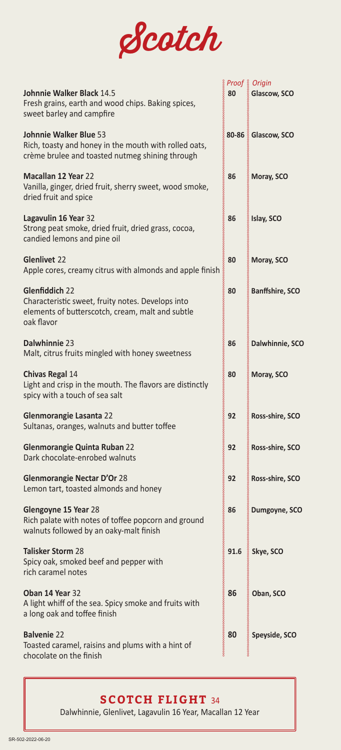# Scotch

| | Proof | Origin |
|---|---|---|
| **Johnnie Walker Black** 14.5<br>Fresh grains, earth and wood chips. Baking spices, sweet barley and campfire | **80** | **Glascow, SCO** |
| **Johnnie Walker Blue** 53<br>Rich, toasty and honey in the mouth with rolled oats, crème brulee and toasted nutmeg shining through | **80-86** | **Glascow, SCO** |
| **Macallan 12 Year** 22<br>Vanilla, ginger, dried fruit, sherry sweet, wood smoke, dried fruit and spice | **86** | **Moray, SCO** |
| **Lagavulin 16 Year** 32<br>Strong peat smoke, dried fruit, dried grass, cocoa, candied lemons and pine oil | **86** | **Islay, SCO** |
| **Glenlivet** 22<br>Apple cores, creamy citrus with almonds and apple finish | **80** | **Moray, SCO** |
| **Glenfiddich** 22<br>Characteristic sweet, fruity notes. Develops into elements of butterscotch, cream, malt and subtle oak flavor | **80** | **Banffshire, SCO** |
| **Dalwhinnie** 23<br>Malt, citrus fruits mingled with honey sweetness | **86** | **Dalwhinnie, SCO** |
| **Chivas Regal** 14<br>Light and crisp in the mouth. The flavors are distinctly spicy with a touch of sea salt | **80** | **Moray, SCO** |
| **Glenmorangie Lasanta** 22<br>Sultanas, oranges, walnuts and butter toffee | **92** | **Ross-shire, SCO** |
| **Glenmorangie Quinta Ruban** 22<br>Dark chocolate-enrobed walnuts | **92** | **Ross-shire, SCO** |
| **Glenmorangie Nectar D'Or** 28<br>Lemon tart, toasted almonds and honey | **92** | **Ross-shire, SCO** |
| **Glengoyne 15 Year** 28<br>Rich palate with notes of toffee popcorn and ground walnuts followed by an oaky-malt finish | **86** | **Dumgoyne, SCO** |
| **Talisker Storm** 28<br>Spicy oak, smoked beef and pepper with rich caramel notes | **91.6** | **Skye, SCO** |
| **Oban 14 Year** 32<br>A light whiff of the sea. Spicy smoke and fruits with a long oak and toffee finish | **86** | **Oban, SCO** |
| **Balvenie** 22<br>Toasted caramel, raisins and plums with a hint of chocolate on the finish | **80** | **Speyside, SCO** |

## SCOTCH FLIGHT 34

Dalwhinnie, Glenlivet, Lagavulin 16 Year, Macallan 12 Year

SR-502-2022-06-20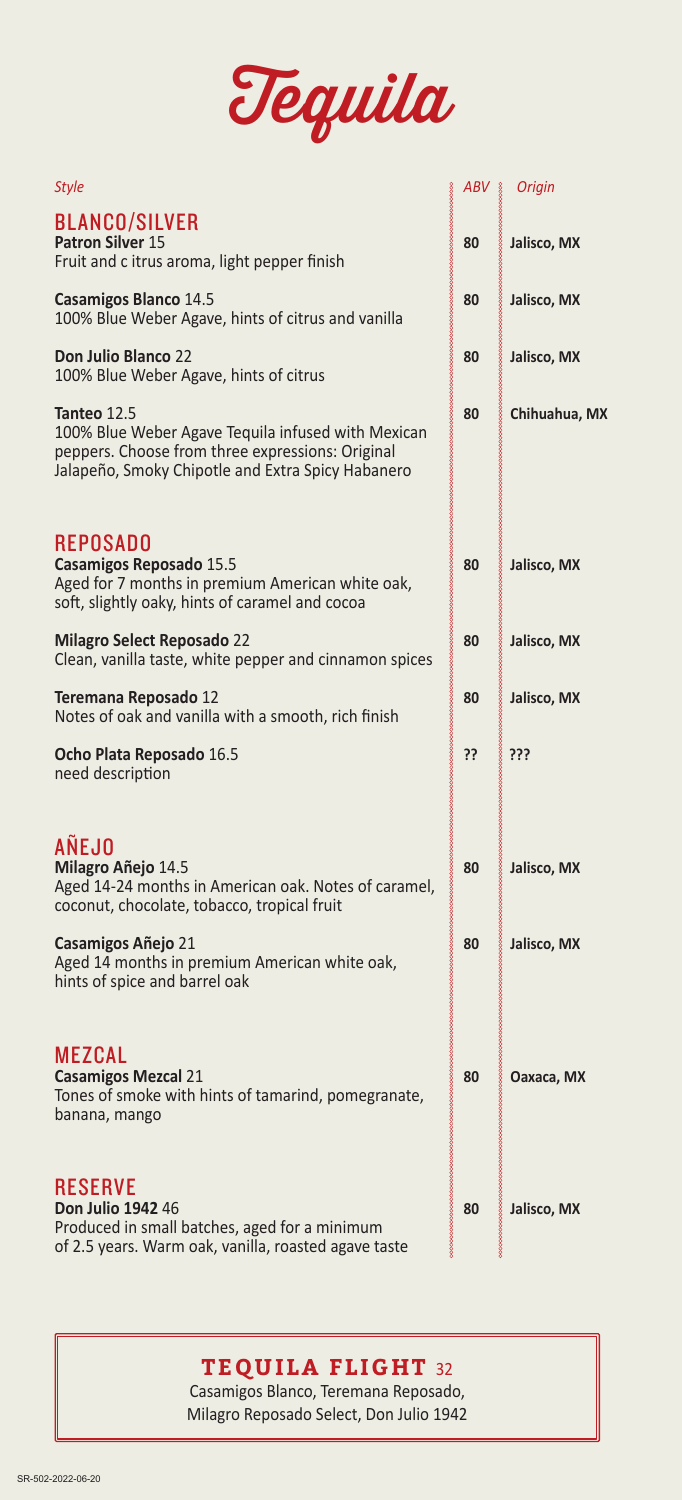# Tequila

| *Style* | *ABV* | *Origin* |
|---|---|---|
| **BLANCO/SILVER** | | |
| **Patron Silver** 15<br>Fruit and c itrus aroma, light pepper finish | **80** | **Jalisco, MX** |
| **Casamigos Blanco** 14.5<br>100% Blue Weber Agave, hints of citrus and vanilla | **80** | **Jalisco, MX** |
| **Don Julio Blanco** 22<br>100% Blue Weber Agave, hints of citrus | **80** | **Jalisco, MX** |
| **Tanteo** 12.5<br>100% Blue Weber Agave Tequila infused with Mexican peppers. Choose from three expressions: Original Jalapeño, Smoky Chipotle and Extra Spicy Habanero | **80** | **Chihuahua, MX** |
| **REPOSADO** | | |
| **Casamigos Reposado** 15.5<br>Aged for 7 months in premium American white oak, soft, slightly oaky, hints of caramel and cocoa | **80** | **Jalisco, MX** |
| **Milagro Select Reposado** 22<br>Clean, vanilla taste, white pepper and cinnamon spices | **80** | **Jalisco, MX** |
| **Teremana Reposado** 12<br>Notes of oak and vanilla with a smooth, rich finish | **80** | **Jalisco, MX** |
| **Ocho Plata Reposado** 16.5<br>need description | **??** | **???** |
| **AÑEJO** | | |
| **Milagro Añejo** 14.5<br>Aged 14-24 months in American oak. Notes of caramel, coconut, chocolate, tobacco, tropical fruit | **80** | **Jalisco, MX** |
| **Casamigos Añejo** 21<br>Aged 14 months in premium American white oak, hints of spice and barrel oak | **80** | **Jalisco, MX** |
| **MEZCAL** | | |
| **Casamigos Mezcal** 21<br>Tones of smoke with hints of tamarind, pomegranate, banana, mango | **80** | **Oaxaca, MX** |
| **RESERVE** | | |
| **Don Julio 1942** 46<br>Produced in small batches, aged for a minimum of 2.5 years. Warm oak, vanilla, roasted agave taste | **80** | **Jalisco, MX** |

## TEQUILA FLIGHT 32

Casamigos Blanco, Teremana Reposado,
Milagro Reposado Select, Don Julio 1942

SR-502-2022-06-20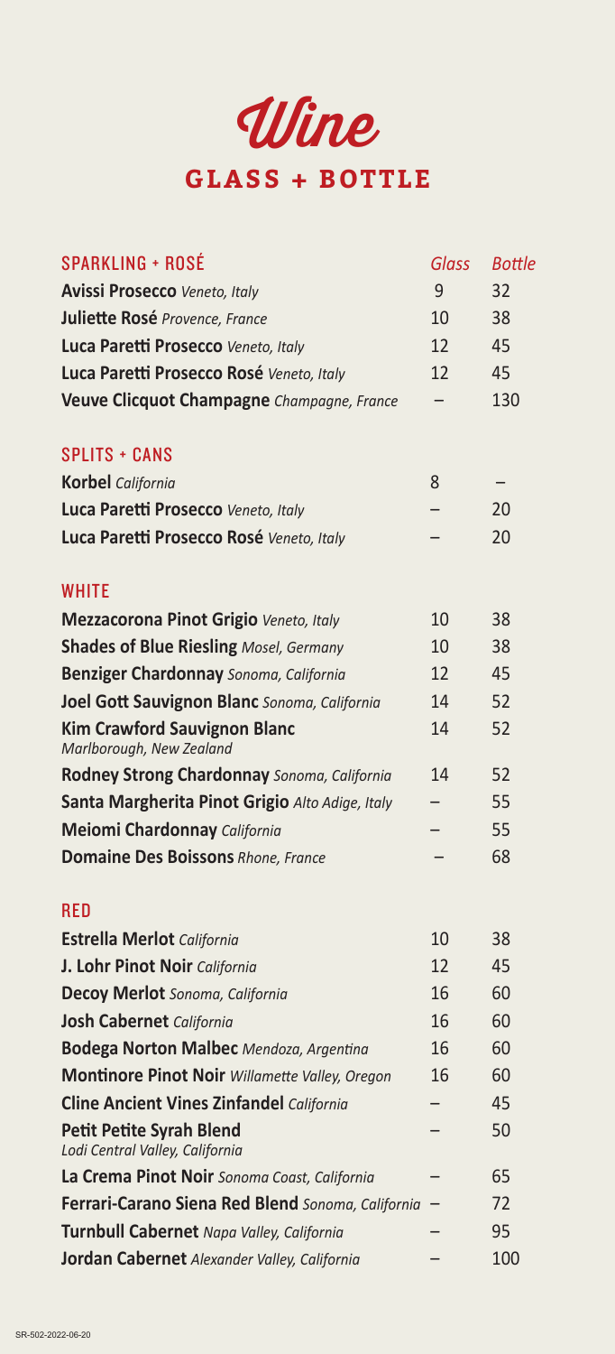# Wine

## GLASS + BOTTLE

### SPARKLING + ROSÉ

| SPARKLING + ROSÉ | *Glass* | *Bottle* |
| --- | --- | --- |
| **Avissi Prosecco** *Veneto, Italy* | 9 | 32 |
| **Juliette Rosé** *Provence, France* | 10 | 38 |
| **Luca Paretti Prosecco** *Veneto, Italy* | 12 | 45 |
| **Luca Paretti Prosecco Rosé** *Veneto, Italy* | 12 | 45 |
| **Veuve Clicquot Champagne** *Champagne, France* | – | 130 |

### SPLITS + CANS

| SPLITS + CANS | *Glass* | *Bottle* |
| --- | --- | --- |
| **Korbel** *California* | 8 | – |
| **Luca Paretti Prosecco** *Veneto, Italy* | – | 20 |
| **Luca Paretti Prosecco Rosé** *Veneto, Italy* | – | 20 |

### WHITE

| WHITE | *Glass* | *Bottle* |
| --- | --- | --- |
| **Mezzacorona Pinot Grigio** *Veneto, Italy* | 10 | 38 |
| **Shades of Blue Riesling** *Mosel, Germany* | 10 | 38 |
| **Benziger Chardonnay** *Sonoma, California* | 12 | 45 |
| **Joel Gott Sauvignon Blanc** *Sonoma, California* | 14 | 52 |
| **Kim Crawford Sauvignon Blanc** *Marlborough, New Zealand* | 14 | 52 |
| **Rodney Strong Chardonnay** *Sonoma, California* | 14 | 52 |
| **Santa Margherita Pinot Grigio** *Alto Adige, Italy* | – | 55 |
| **Meiomi Chardonnay** *California* | – | 55 |
| **Domaine Des Boissons** *Rhone, France* | – | 68 |

### RED

| RED | *Glass* | *Bottle* |
| --- | --- | --- |
| **Estrella Merlot** *California* | 10 | 38 |
| **J. Lohr Pinot Noir** *California* | 12 | 45 |
| **Decoy Merlot** *Sonoma, California* | 16 | 60 |
| **Josh Cabernet** *California* | 16 | 60 |
| **Bodega Norton Malbec** *Mendoza, Argentina* | 16 | 60 |
| **Montinore Pinot Noir** *Willamette Valley, Oregon* | 16 | 60 |
| **Cline Ancient Vines Zinfandel** *California* | – | 45 |
| **Petit Petite Syrah Blend** *Lodi Central Valley, California* | – | 50 |
| **La Crema Pinot Noir** *Sonoma Coast, California* | – | 65 |
| **Ferrari-Carano Siena Red Blend** *Sonoma, California* | – | 72 |
| **Turnbull Cabernet** *Napa Valley, California* | – | 95 |
| **Jordan Cabernet** *Alexander Valley, California* | – | 100 |

SR-502-2022-06-20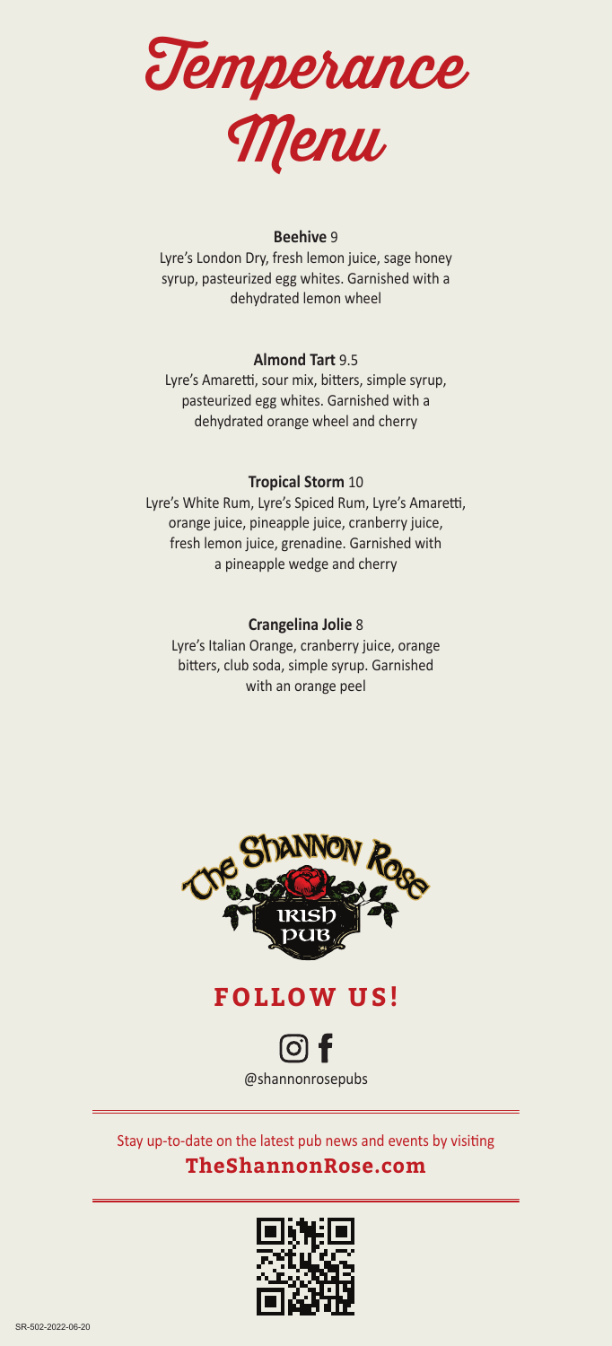# Temperance Menu

**Beehive** 9

Lyre's London Dry, fresh lemon juice, sage honey syrup, pasteurized egg whites. Garnished with a dehydrated lemon wheel

**Almond Tart** 9.5

Lyre's Amaretti, sour mix, bitters, simple syrup, pasteurized egg whites. Garnished with a dehydrated orange wheel and cherry

**Tropical Storm** 10

Lyre's White Rum, Lyre's Spiced Rum, Lyre's Amaretti, orange juice, pineapple juice, cranberry juice, fresh lemon juice, grenadine. Garnished with a pineapple wedge and cherry

**Crangelina Jolie** 8

Lyre's Italian Orange, cranberry juice, orange bitters, club soda, simple syrup. Garnished with an orange peel

The Shannon Rose Irish Pub

## FOLLOW US!

@shannonrosepubs

Stay up-to-date on the latest pub news and events by visiting

**TheShannonRose.com**

SR-502-2022-06-20